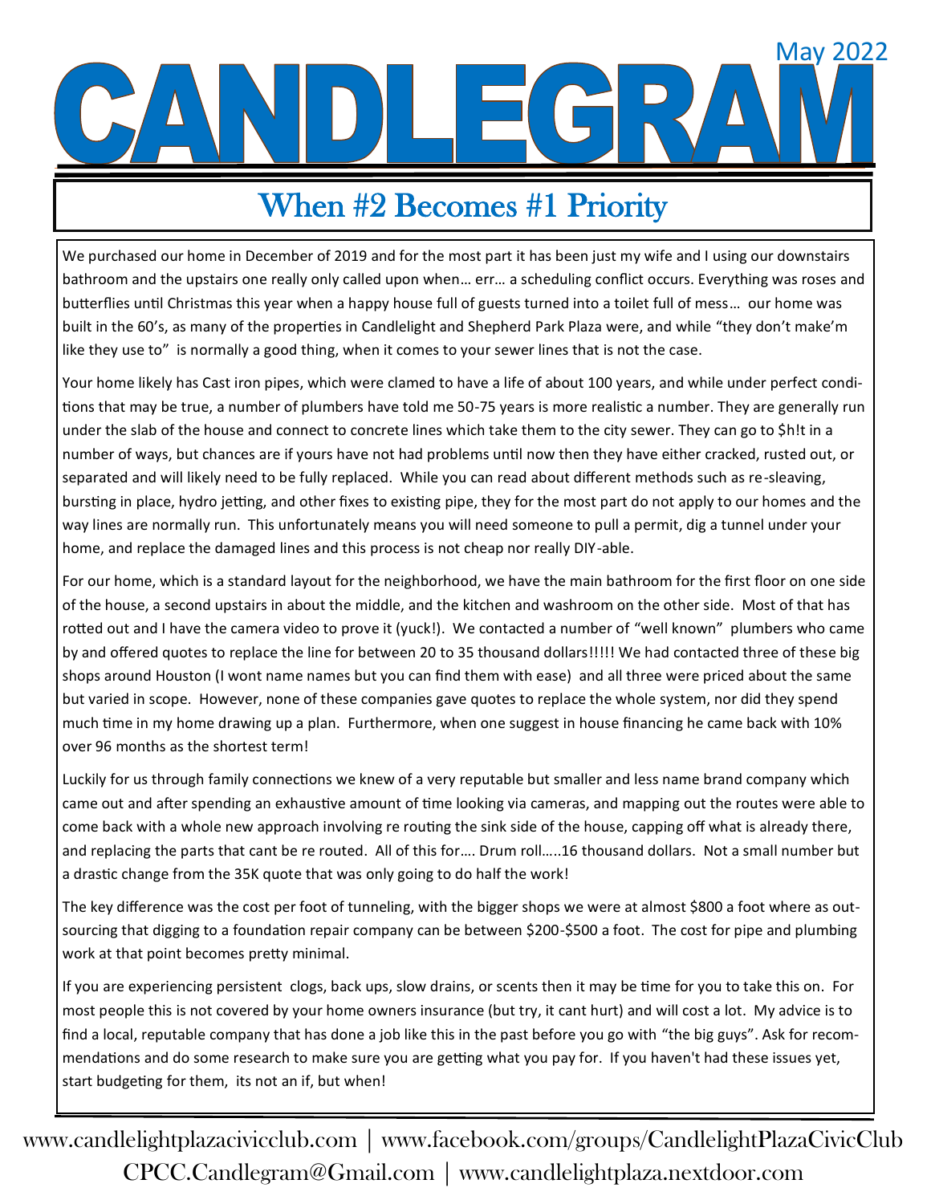# CANDLEGRAM

May 2022

## When #2 Becomes #1 Priority

We purchased our home in December of 2019 and for the most part it has been just my wife and I using our downstairs bathroom and the upstairs one really only called upon when… err… a scheduling conflict occurs. Everything was roses and butterflies until Christmas this year when a happy house full of guests turned into a toilet full of mess… our home was built in the 60's, as many of the properties in Candlelight and Shepherd Park Plaza were, and while "they don't make'm like they use to" is normally a good thing, when it comes to your sewer lines that is not the case.

Your home likely has Cast iron pipes, which were clamed to have a life of about 100 years, and while under perfect conditions that may be true, a number of plumbers have told me 50-75 years is more realistic a number. They are generally run under the slab of the house and connect to concrete lines which take them to the city sewer. They can go to $h!t in a number of ways, but chances are if yours have not had problems until now then they have either cracked, rusted out, or separated and will likely need to be fully replaced. While you can read about different methods such as re-sleaving, bursting in place, hydro jetting, and other fixes to existing pipe, they for the most part do not apply to our homes and the way lines are normally run. This unfortunately means you will need someone to pull a permit, dig a tunnel under your home, and replace the damaged lines and this process is not cheap nor really DIY-able.

For our home, which is a standard layout for the neighborhood, we have the main bathroom for the first floor on one side of the house, a second upstairs in about the middle, and the kitchen and washroom on the other side. Most of that has rotted out and I have the camera video to prove it (yuck!). We contacted a number of "well known" plumbers who came by and offered quotes to replace the line for between 20 to 35 thousand dollars!!!!! We had contacted three of these big shops around Houston (I wont name names but you can find them with ease) and all three were priced about the same but varied in scope. However, none of these companies gave quotes to replace the whole system, nor did they spend much time in my home drawing up a plan. Furthermore, when one suggest in house financing he came back with 10% over 96 months as the shortest term!

Luckily for us through family connections we knew of a very reputable but smaller and less name brand company which came out and after spending an exhaustive amount of time looking via cameras, and mapping out the routes were able to come back with a whole new approach involving re routing the sink side of the house, capping off what is already there, and replacing the parts that cant be re routed. All of this for…. Drum roll…..16 thousand dollars. Not a small number but a drastic change from the 35K quote that was only going to do half the work!

The key difference was the cost per foot of tunneling, with the bigger shops we were at almost $800 a foot where as outsourcing that digging to a foundation repair company can be between $200-$500 a foot. The cost for pipe and plumbing work at that point becomes pretty minimal.

If you are experiencing persistent clogs, back ups, slow drains, or scents then it may be time for you to take this on. For most people this is not covered by your home owners insurance (but try, it cant hurt) and will cost a lot. My advice is to find a local, reputable company that has done a job like this in the past before you go with "the big guys". Ask for recommendations and do some research to make sure you are getting what you pay for. If you haven't had these issues yet, start budgeting for them, its not an if, but when!

www.candlelightplazacivicclub.com | www.facebook.com/groups/CandlelightPlazaCivicClub
CPCC.Candlegram@Gmail.com | www.candlelightplaza.nextdoor.com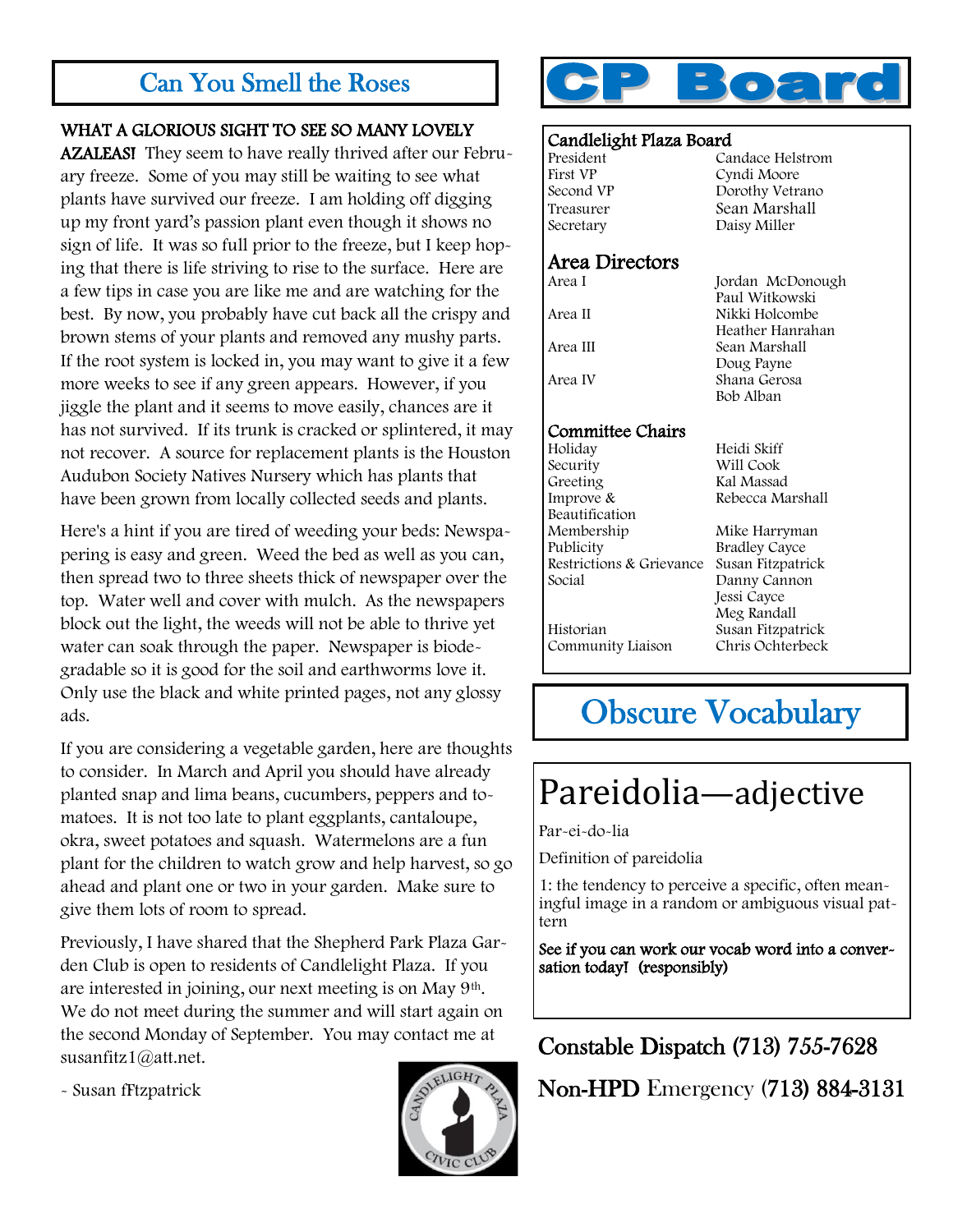## Can You Smell the Roses

**WHAT A GLORIOUS SIGHT TO SEE SO MANY LOVELY AZALEAS!** They seem to have really thrived after our February freeze. Some of you may still be waiting to see what plants have survived our freeze. I am holding off digging up my front yard's passion plant even though it shows no sign of life. It was so full prior to the freeze, but I keep hoping that there is life striving to rise to the surface. Here are a few tips in case you are like me and are watching for the best. By now, you probably have cut back all the crispy and brown stems of your plants and removed any mushy parts. If the root system is locked in, you may want to give it a few more weeks to see if any green appears. However, if you jiggle the plant and it seems to move easily, chances are it has not survived. If its trunk is cracked or splintered, it may not recover. A source for replacement plants is the Houston Audubon Society Natives Nursery which has plants that have been grown from locally collected seeds and plants.

Here's a hint if you are tired of weeding your beds: Newspapering is easy and green. Weed the bed as well as you can, then spread two to three sheets thick of newspaper over the top. Water well and cover with mulch. As the newspapers block out the light, the weeds will not be able to thrive yet water can soak through the paper. Newspaper is biodegradable so it is good for the soil and earthworms love it. Only use the black and white printed pages, not any glossy ads.

If you are considering a vegetable garden, here are thoughts to consider. In March and April you should have already planted snap and lima beans, cucumbers, peppers and tomatoes. It is not too late to plant eggplants, cantaloupe, okra, sweet potatoes and squash. Watermelons are a fun plant for the children to watch grow and help harvest, so go ahead and plant one or two in your garden. Make sure to give them lots of room to spread.

Previously, I have shared that the Shepherd Park Plaza Garden Club is open to residents of Candlelight Plaza. If you are interested in joining, our next meeting is on May 9th. We do not meet during the summer and will start again on the second Monday of September. You may contact me at susanfitz1@att.net.

- Susan fFtzpatrick

# CP Board

### Candlelight Plaza Board

| | |
|---|---|
| President | Candace Helstrom |
| First VP | Cyndi Moore |
| Second VP | Dorothy Vetrano |
| Treasurer | Sean Marshall |
| Secretary | Daisy Miller |

### Area Directors

| | |
|---|---|
| Area I | Jordan McDonough |
| | Paul Witkowski |
| Area II | Nikki Holcombe |
| | Heather Hanrahan |
| Area III | Sean Marshall |
| | Doug Payne |
| Area IV | Shana Gerosa |
| | Bob Alban |

### Committee Chairs

| | |
|---|---|
| Holiday | Heidi Skiff |
| Security | Will Cook |
| Greeting | Kal Massad |
| Improve & Beautification | Rebecca Marshall |
| Membership | Mike Harryman |
| Publicity | Bradley Cayce |
| Restrictions & Grievance | Susan Fitzpatrick |
| Social | Danny Cannon |
| | Jessi Cayce |
| | Meg Randall |
| Historian | Susan Fitzpatrick |
| Community Liaison | Chris Ochterbeck |

## Obscure Vocabulary

# Pareidolia—adjective

Par-ei-do-lia

Definition of pareidolia

1: the tendency to perceive a specific, often meaningful image in a random or ambiguous visual pattern

**See if you can work our vocab word into a conversation today! (responsibly)**

**Constable Dispatch (713) 755-7628**

**Non-HPD Emergency (713) 884-3131**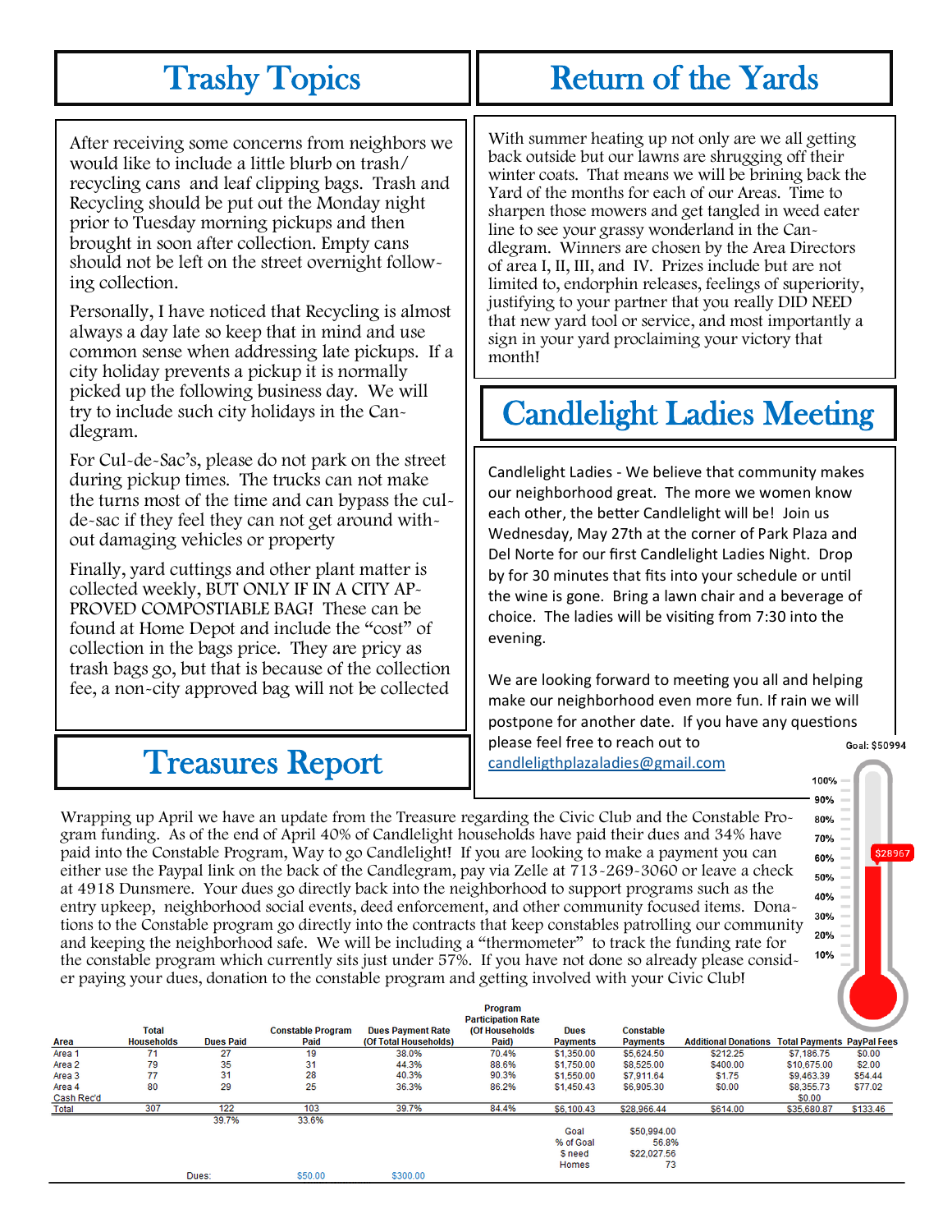## Trashy Topics

After receiving some concerns from neighbors we would like to include a little blurb on trash/ recycling cans and leaf clipping bags. Trash and Recycling should be put out the Monday night prior to Tuesday morning pickups and then brought in soon after collection. Empty cans should not be left on the street overnight following collection.

Personally, I have noticed that Recycling is almost always a day late so keep that in mind and use common sense when addressing late pickups. If a city holiday prevents a pickup it is normally picked up the following business day. We will try to include such city holidays in the Candlegram.

For Cul-de-Sac's, please do not park on the street during pickup times. The trucks can not make the turns most of the time and can bypass the cul-de-sac if they feel they can not get around without damaging vehicles or property

Finally, yard cuttings and other plant matter is collected weekly, BUT ONLY IF IN A CITY APPROVED COMPOSTIABLE BAG! These can be found at Home Depot and include the "cost" of collection in the bags price. They are pricy as trash bags go, but that is because of the collection fee, a non-city approved bag will not be collected

## Return of the Yards

With summer heating up not only are we all getting back outside but our lawns are shrugging off their winter coats. That means we will be brining back the Yard of the months for each of our Areas. Time to sharpen those mowers and get tangled in weed eater line to see your grassy wonderland in the Candlegram. Winners are chosen by the Area Directors of area I, II, III, and IV. Prizes include but are not limited to, endorphin releases, feelings of superiority, justifying to your partner that you really DID NEED that new yard tool or service, and most importantly a sign in your yard proclaiming your victory that month!

## Candlelight Ladies Meeting

Candlelight Ladies - We believe that community makes our neighborhood great. The more we women know each other, the better Candlelight will be! Join us Wednesday, May 27th at the corner of Park Plaza and Del Norte for our first Candlelight Ladies Night. Drop by for 30 minutes that fits into your schedule or until the wine is gone. Bring a lawn chair and a beverage of choice. The ladies will be visiting from 7:30 into the evening.

We are looking forward to meeting you all and helping make our neighborhood even more fun. If rain we will postpone for another date. If you have any questions please feel free to reach out to candleligthplazaladies@gmail.com

## Treasures Report

Wrapping up April we have an update from the Treasure regarding the Civic Club and the Constable Program funding. As of the end of April 40% of Candlelight households have paid their dues and 34% have paid into the Constable Program, Way to go Candlelight! If you are looking to make a payment you can either use the Paypal link on the back of the Candlegram, pay via Zelle at 713-269-3060 or leave a check at 4918 Dunsmere. Your dues go directly back into the neighborhood to support programs such as the entry upkeep, neighborhood social events, deed enforcement, and other community focused items. Donations to the Constable program go directly into the contracts that keep constables patrolling our community and keeping the neighborhood safe. We will be including a "thermometer" to track the funding rate for the constable program which currently sits just under 57%. If you have not done so already please consider paying your dues, donation to the constable program and getting involved with your Civic Club!

Goal: $50994

100% | 90% | 80% | 70% | 60% | 50% | 40% | 30% | 20% | 10%

$28967

| Area | Total Households | Dues Paid | Constable Program Paid | Dues Payment Rate (Of Total Households) | Program Participation Rate (Of Households Paid) | Dues Payments | Constable Payments | Additional Donations | Total Payments | PayPal Fees |
|---|---|---|---|---|---|---|---|---|---|---|
| Area 1 | 71 | 27 | 19 | 38.0% | 70.4% | $1,350.00 | $5,624.50 | $212.25 | $7,186.75 | $0.00 |
| Area 2 | 79 | 35 | 31 | 44.3% | 88.6% | $1,750.00 | $8,525.00 | $400.00 | $10,675.00 | $2.00 |
| Area 3 | 77 | 31 | 28 | 40.3% | 90.3% | $1,550.00 | $7,911.64 | $1.75 | $9,463.39 | $54.44 |
| Area 4 | 80 | 29 | 25 | 36.3% | 86.2% | $1,450.43 | $6,905.30 | $0.00 | $8,355.73 | $77.02 |
| Cash Rec'd | | | | | | | | | $0.00 | |
| Total | 307 | 122 | 103 | 39.7% | 84.4% | $6,100.43 | $28,966.44 | $614.00 | $35,680.87 | $133.46 |
| | | 39.7% | 33.6% | | | | | | | |
| | | | | | | Goal | $50,994.00 | | | |
| | | | | | | % of Goal | 56.8% | | | |
| | | | | | | $ need | $22,027.56 | | | |
| | | | | | | Homes | 73 | | | |
| | | Dues: | $50.00 | $300.00 | | | | | | |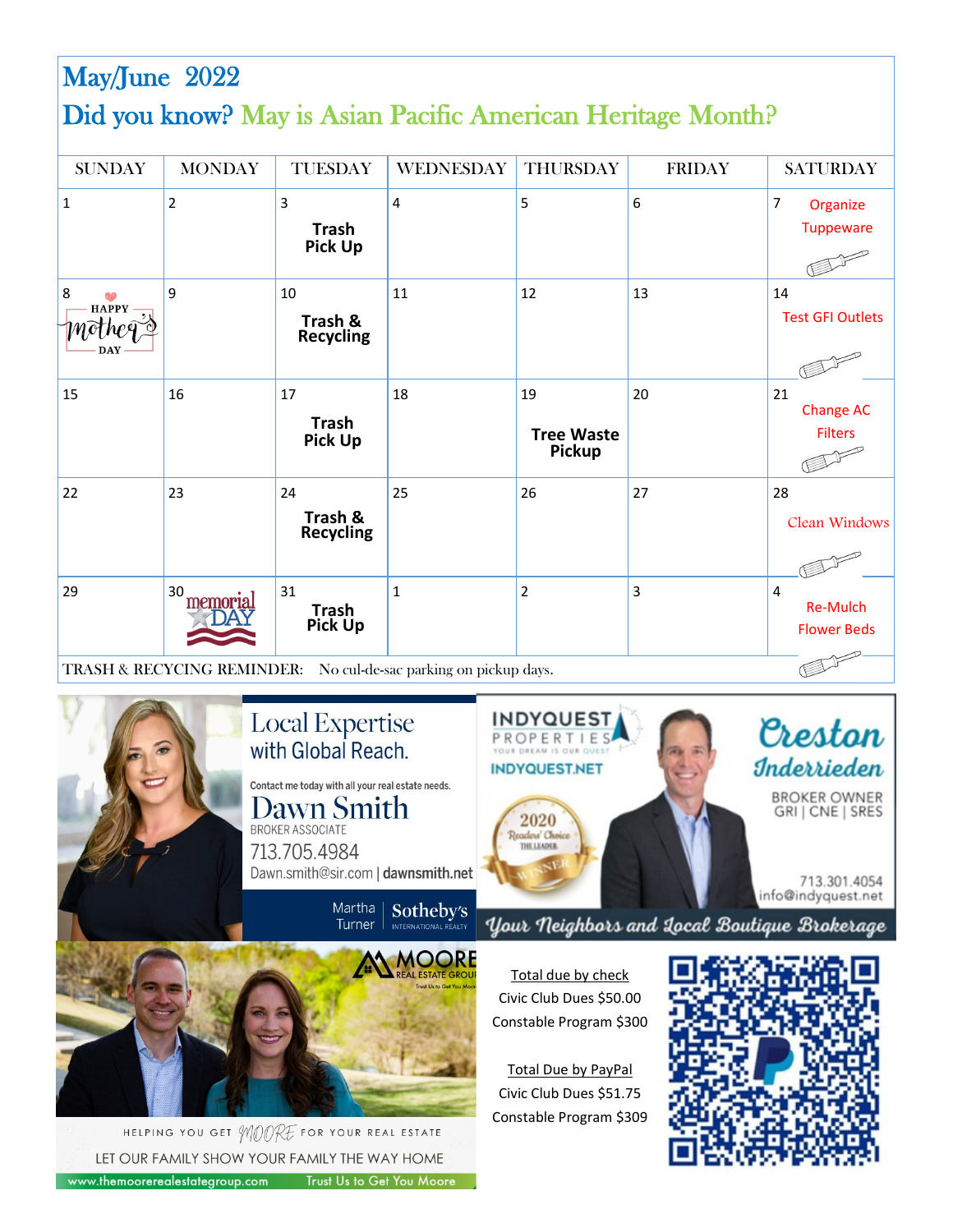# May/June 2022

## Did you know? May is Asian Pacific American Heritage Month?

| SUNDAY | MONDAY | TUESDAY | WEDNESDAY | THURSDAY | FRIDAY | SATURDAY |
|---|---|---|---|---|---|---|
| 1 | 2 | 3 **Trash Pick Up** | 4 | 5 | 6 | 7 Organize Tuppeware |
| 8 HAPPY Mother's DAY | 9 | 10 **Trash & Recycling** | 11 | 12 | 13 | 14 Test GFI Outlets |
| 15 | 16 | 17 **Trash Pick Up** | 18 | 19 **Tree Waste Pickup** | 20 | 21 Change AC Filters |
| 22 | 23 | 24 **Trash & Recycling** | 25 | 26 | 27 | 28 Clean Windows |
| 29 | 30 memorial DAY | 31 **Trash Pick Up** | 1 | 2 | 3 | 4 Re-Mulch Flower Beds |

TRASH & RECYCING REMINDER: No cul-de-sac parking on pickup days.

Local Expertise with Global Reach.

Contact me today with all your real estate needs.

Dawn Smith
BROKER ASSOCIATE
713.705.4984
Dawn.smith@sir.com | dawnsmith.net

Martha Turner | Sotheby's INTERNATIONAL REALTY

INDYQUEST PROPERTIES
YOUR DREAM IS OUR QUEST
INDYQUEST.NET

2020 Readers' Choice THE LEADER WINNER

Creston Inderrieden
BROKER OWNER
GRI | CNE | SRES
713.301.4054
info@indyquest.net

Your Neighbors and Local Boutique Brokerage

MOORE REAL ESTATE GROUP
Trust Us to Get You Moore

HELPING YOU GET MOORE FOR YOUR REAL ESTATE

LET OUR FAMILY SHOW YOUR FAMILY THE WAY HOME

www.themoorerealestategroup.com Trust Us to Get You Moore

Total due by check
Civic Club Dues $50.00
Constable Program $300

Total Due by PayPal
Civic Club Dues $51.75
Constable Program $309